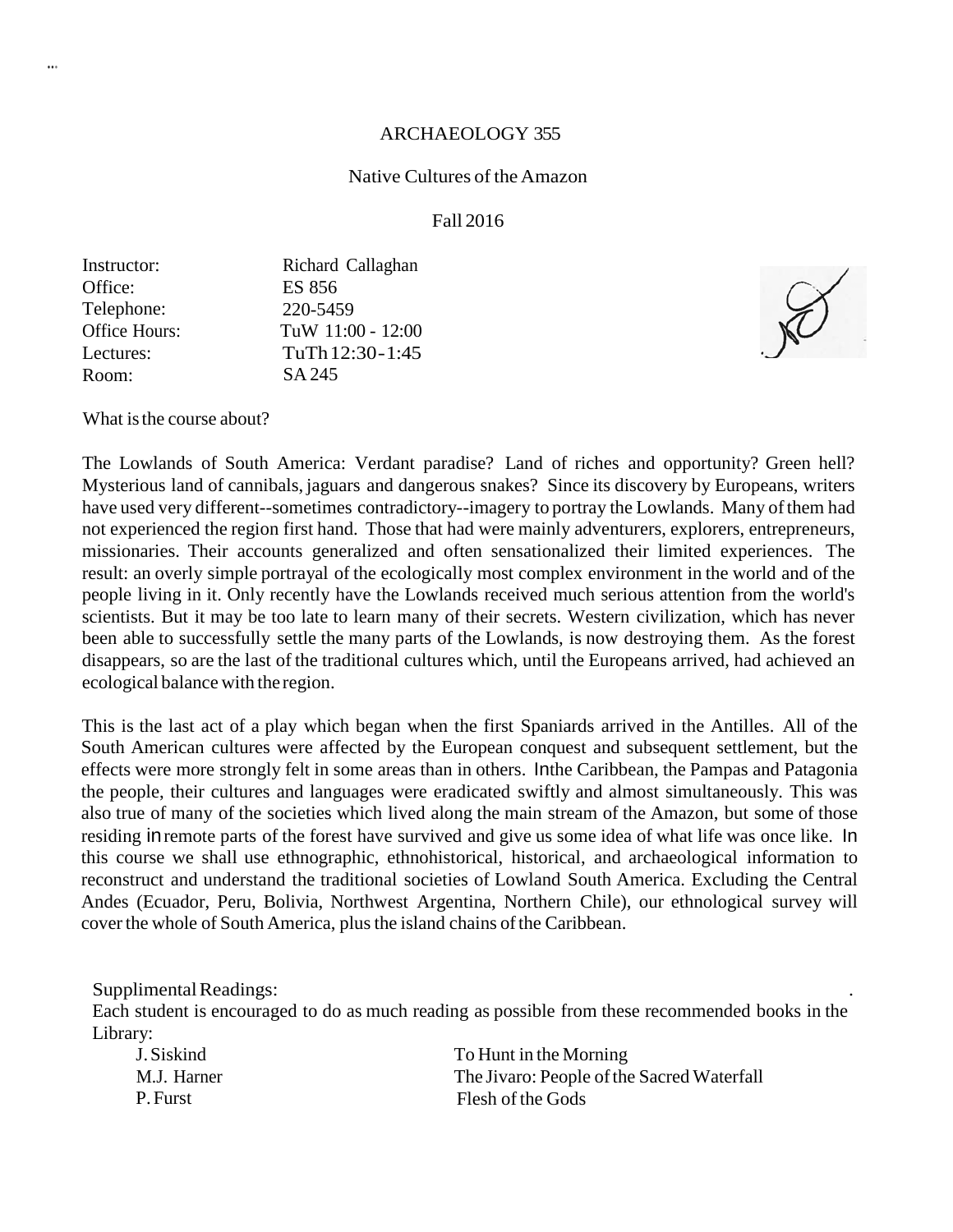# ARCHAEOLOGY 355

## Native Cultures of the Amazon

### Fall 2016

| | |
|---|---|
| Instructor: | Richard Callaghan |
| Office: | ES 856 |
| Telephone: | 220-5459 |
| Office Hours: | TuW 11:00 - 12:00 |
| Lectures: | TuTh 12:30-1:45 |
| Room: | SA 245 |

What is the course about?

The Lowlands of South America: Verdant paradise? Land of riches and opportunity? Green hell? Mysterious land of cannibals, jaguars and dangerous snakes? Since its discovery by Europeans, writers have used very different--sometimes contradictory--imagery to portray the Lowlands. Many of them had not experienced the region first hand. Those that had were mainly adventurers, explorers, entrepreneurs, missionaries. Their accounts generalized and often sensationalized their limited experiences. The result: an overly simple portrayal of the ecologically most complex environment in the world and of the people living in it. Only recently have the Lowlands received much serious attention from the world's scientists. But it may be too late to learn many of their secrets. Western civilization, which has never been able to successfully settle the many parts of the Lowlands, is now destroying them. As the forest disappears, so are the last of the traditional cultures which, until the Europeans arrived, had achieved an ecological balance with the region.

This is the last act of a play which began when the first Spaniards arrived in the Antilles. All of the South American cultures were affected by the European conquest and subsequent settlement, but the effects were more strongly felt in some areas than in others. In the Caribbean, the Pampas and Patagonia the people, their cultures and languages were eradicated swiftly and almost simultaneously. This was also true of many of the societies which lived along the main stream of the Amazon, but some of those residing in remote parts of the forest have survived and give us some idea of what life was once like. In this course we shall use ethnographic, ethnohistorical, historical, and archaeological information to reconstruct and understand the traditional societies of Lowland South America. Excluding the Central Andes (Ecuador, Peru, Bolivia, Northwest Argentina, Northern Chile), our ethnological survey will cover the whole of South America, plus the island chains of the Caribbean.

Supplimental Readings:

Each student is encouraged to do as much reading as possible from these recommended books in the Library:

| | |
|---|---|
| J. Siskind | To Hunt in the Morning |
| M.J. Harner | The Jivaro: People of the Sacred Waterfall |
| P. Furst | Flesh of the Gods |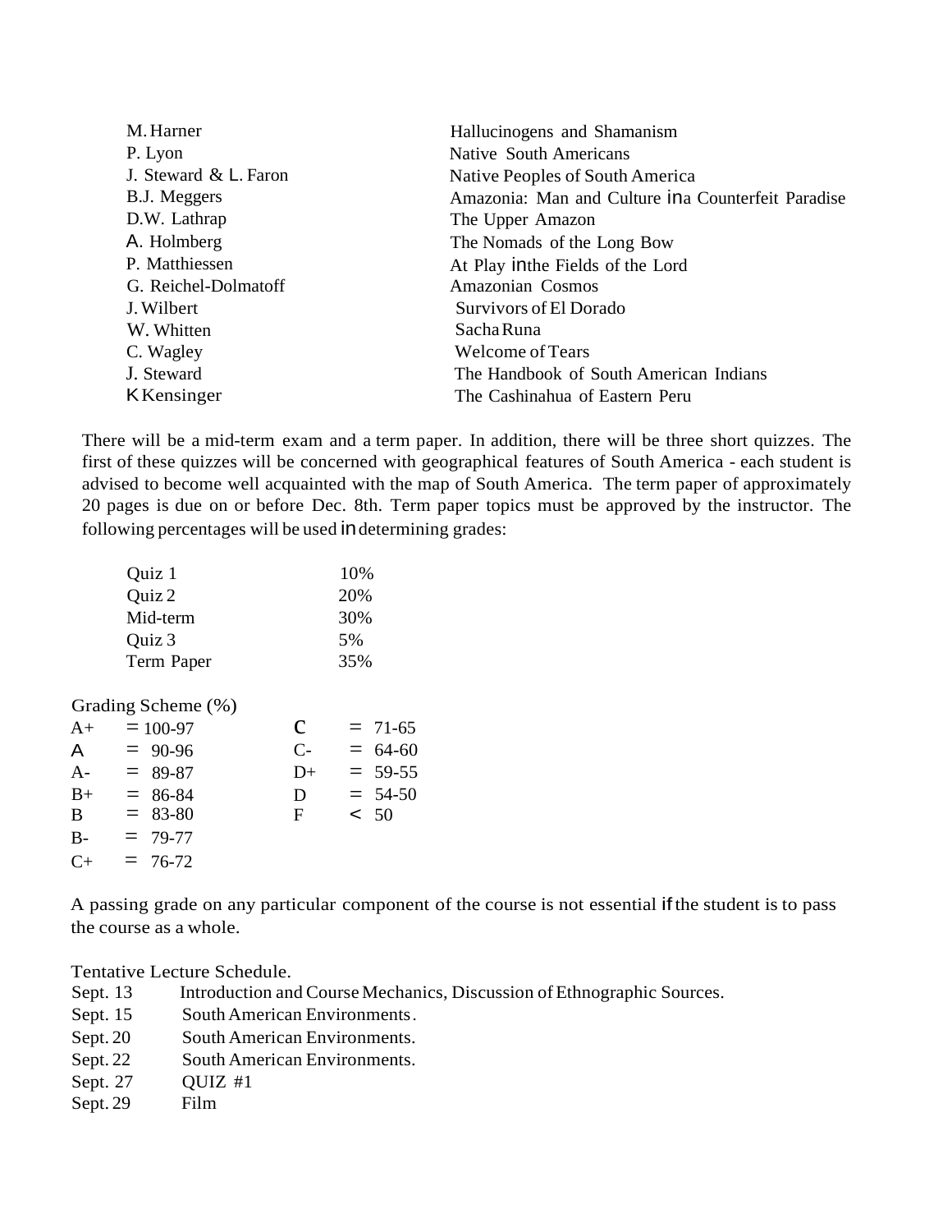| | |
|---|---|
| M. Harner | Hallucinogens and Shamanism |
| P. Lyon | Native South Americans |
| J. Steward & L. Faron | Native Peoples of South America |
| B.J. Meggers | Amazonia: Man and Culture in a Counterfeit Paradise |
| D.W. Lathrap | The Upper Amazon |
| A. Holmberg | The Nomads of the Long Bow |
| P. Matthiessen | At Play in the Fields of the Lord |
| G. Reichel-Dolmatoff | Amazonian Cosmos |
| J. Wilbert | Survivors of El Dorado |
| W. Whitten | Sacha Runa |
| C. Wagley | Welcome of Tears |
| J. Steward | The Handbook of South American Indians |
| K Kensinger | The Cashinahua of Eastern Peru |

There will be a mid-term exam and a term paper. In addition, there will be three short quizzes. The first of these quizzes will be concerned with geographical features of South America - each student is advised to become well acquainted with the map of South America. The term paper of approximately 20 pages is due on or before Dec. 8th. Term paper topics must be approved by the instructor. The following percentages will be used in determining grades:

| | |
|---|---|
| Quiz 1 | 10% |
| Quiz 2 | 20% |
| Mid-term | 30% |
| Quiz 3 | 5% |
| Term Paper | 35% |

Grading Scheme (%)

| | | | |
|---|---|---|---|
| A+ | = 100-97 | C | = 71-65 |
| A | = 90-96 | C- | = 64-60 |
| A- | = 89-87 | D+ | = 59-55 |
| B+ | = 86-84 | D | = 54-50 |
| B | = 83-80 | F | < 50 |
| B- | = 79-77 | | |
| C+ | = 76-72 | | |

A passing grade on any particular component of the course is not essential if the student is to pass the course as a whole.

Tentative Lecture Schedule.

| | |
|---|---|
| Sept. 13 | Introduction and Course Mechanics, Discussion of Ethnographic Sources. |
| Sept. 15 | South American Environments. |
| Sept. 20 | South American Environments. |
| Sept. 22 | South American Environments. |
| Sept. 27 | QUIZ #1 |
| Sept. 29 | Film |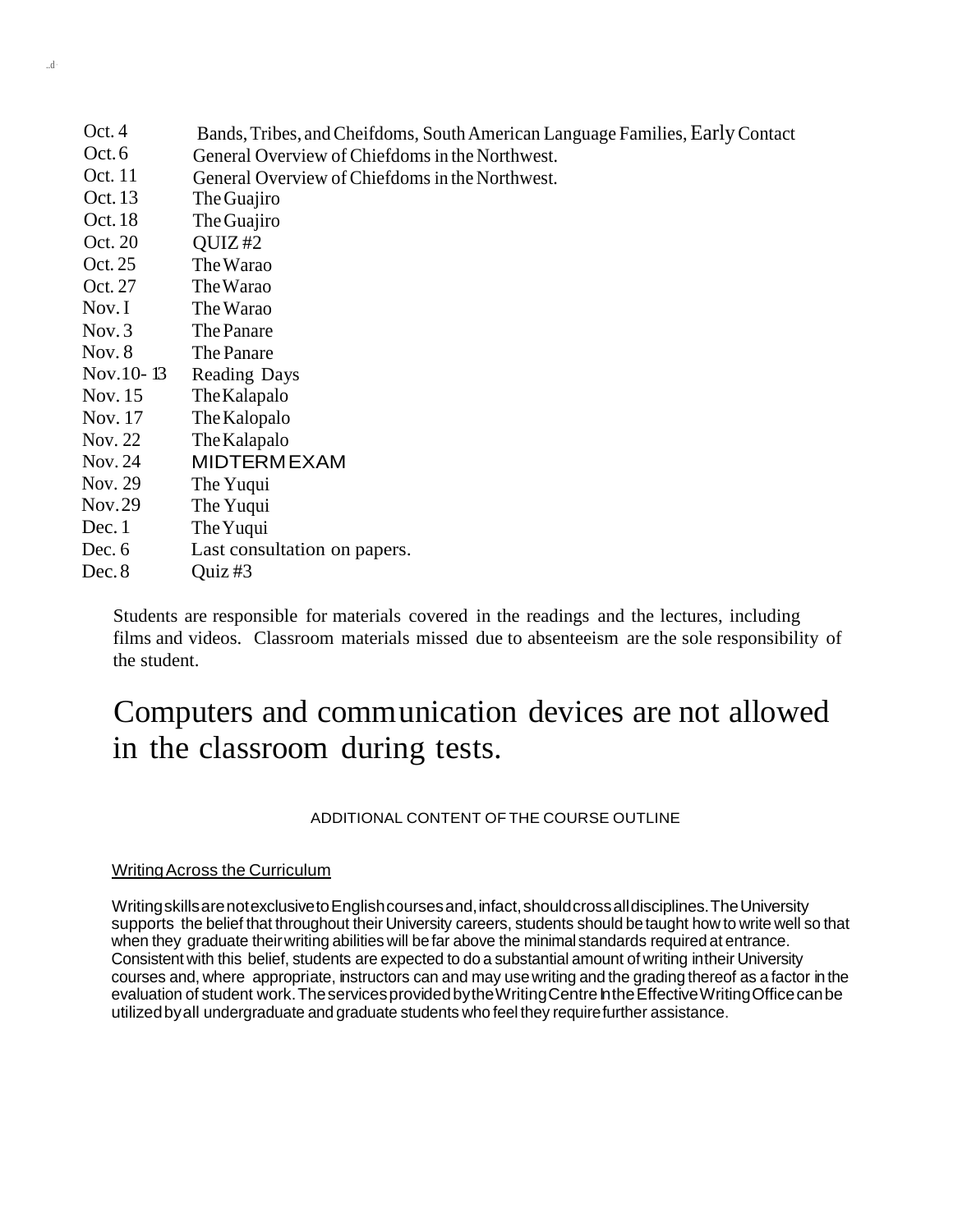| | |
|---|---|
| Oct. 4 | Bands, Tribes, and Cheifdoms, South American Language Families, Early Contact |
| Oct. 6 | General Overview of Chiefdoms in the Northwest. |
| Oct. 11 | General Overview of Chiefdoms in the Northwest. |
| Oct. 13 | The Guajiro |
| Oct. 18 | The Guajiro |
| Oct. 20 | QUIZ #2 |
| Oct. 25 | The Warao |
| Oct. 27 | The Warao |
| Nov. I | The Warao |
| Nov. 3 | The Panare |
| Nov. 8 | The Panare |
| Nov. 10- 13 | Reading Days |
| Nov. 15 | The Kalapalo |
| Nov. 17 | The Kalopalo |
| Nov. 22 | The Kalapalo |
| Nov. 24 | MIDTERM EXAM |
| Nov. 29 | The Yuqui |
| Nov. 29 | The Yuqui |
| Dec. 1 | The Yuqui |
| Dec. 6 | Last consultation on papers. |
| Dec. 8 | Quiz #3 |

Students are responsible for materials covered in the readings and the lectures, including films and videos. Classroom materials missed due to absenteeism are the sole responsibility of the student.

## Computers and communication devices are not allowed in the classroom during tests.

ADDITIONAL CONTENT OF THE COURSE OUTLINE

Writing Across the Curriculum

Writing skills are not exclusive to English courses and, in fact, should cross all disciplines. The University supports the belief that throughout their University careers, students should be taught how to write well so that when they graduate their writing abilities will be far above the minimal standards required at entrance. Consistent with this belief, students are expected to do a substantial amount of writing in their University courses and, where appropriate, instructors can and may use writing and the grading thereof as a factor in the evaluation of student work. The services provided by the Writing Centre In the Effective Writing Office can be utilized by all undergraduate and graduate students who feel they require further assistance.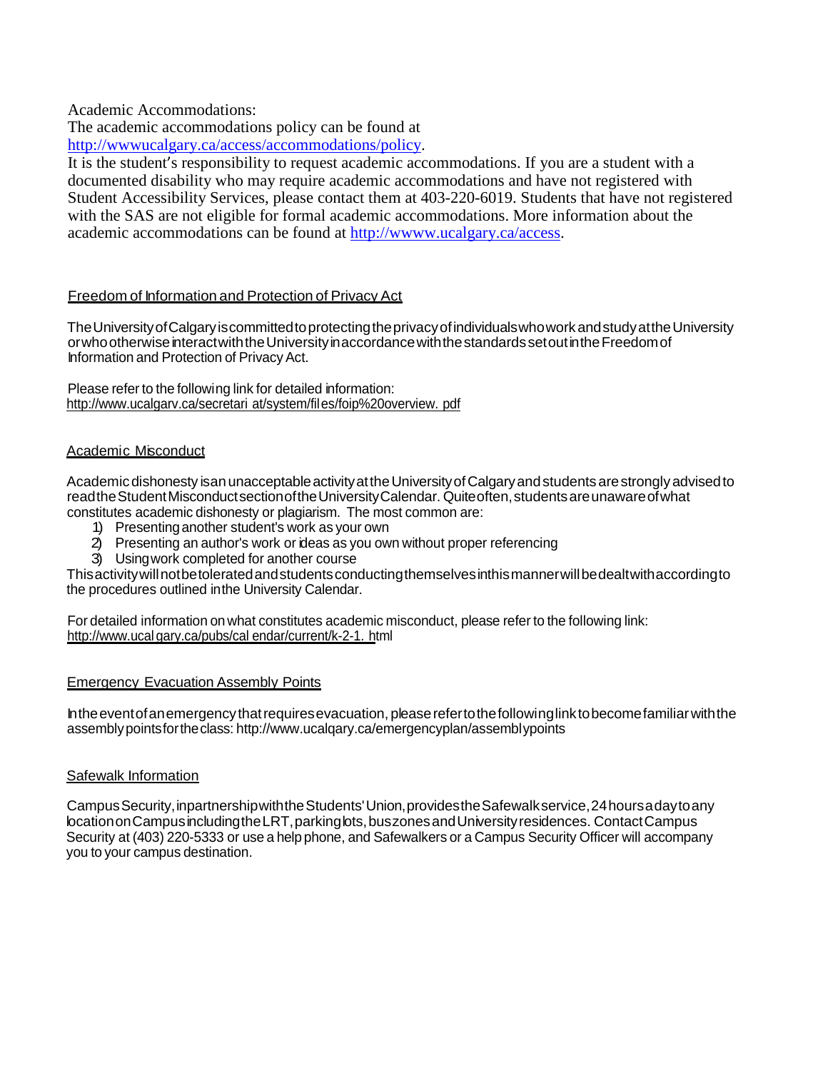Academic Accommodations:

The academic accommodations policy can be found at
http://wwwucalgary.ca/access/accommodations/policy.

It is the student's responsibility to request academic accommodations. If you are a student with a documented disability who may require academic accommodations and have not registered with Student Accessibility Services, please contact them at 403-220-6019. Students that have not registered with the SAS are not eligible for formal academic accommodations. More information about the academic accommodations can be found at http://wwww.ucalgary.ca/access.

## Freedom of Information and Protection of Privacy Act

The University of Calgary is committed to protecting the privacy of individuals who work and study at the University or who otherwise interact with the University in accordance with the standards set out in the Freedom of Information and Protection of Privacy Act.

Please refer to the following link for detailed information:
http://www.ucalgarv.ca/secretari at/system/fil es/foip%20overview. pdf

## Academic Misconduct

Academic dishonesty is an unacceptable activity at the University of Calgary and students are strongly advised to read the Student Misconduct section of the University Calendar. Quite often, students are unaware of what constitutes academic dishonesty or plagiarism. The most common are:

1) Presenting another student's work as your own
2) Presenting an author's work or ideas as you own without proper referencing
3) Using work completed for another course

This activity will not be tolerated and students conducting themselves in this manner will be dealt with according to the procedures outlined in the University Calendar.

For detailed information on what constitutes academic misconduct, please refer to the following link:
http://www.ucal gary.ca/pubs/cal endar/current/k-2-1. html

## Emergency Evacuation Assembly Points

In the event of an emergency that requires evacuation, please refer to the following link to become familiar with the assembly points for the class: http://www.ucalqary.ca/emergencyplan/assemblypoints

## Safewalk Information

Campus Security, in partnership with the Students' Union, provides the Safewalk service, 24 hours a day to any location on Campus including the LRT, parking lots, bus zones and University residences. Contact Campus Security at (403) 220-5333 or use a help phone, and Safewalkers or a Campus Security Officer will accompany you to your campus destination.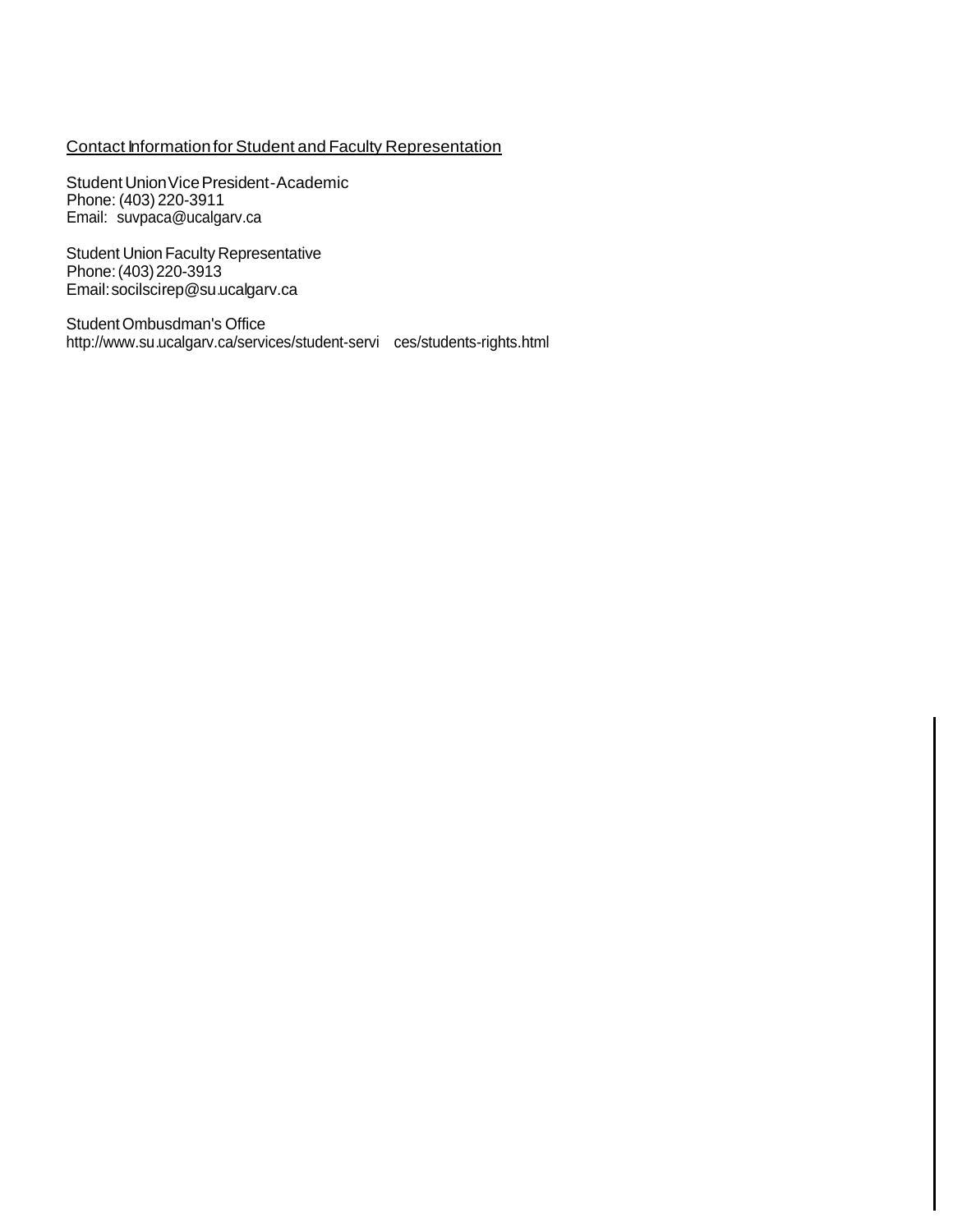Contact Information for Student and Faculty Representation

Student Union Vice President-Academic
Phone: (403) 220-3911
Email: suvpaca@ucalgarv.ca

Student Union Faculty Representative
Phone: (403) 220-3913
Email: socilscirep@su.ucalgarv.ca

Student Ombusdman's Office
http://www.su.ucalgarv.ca/services/student-servi ces/students-rights.html